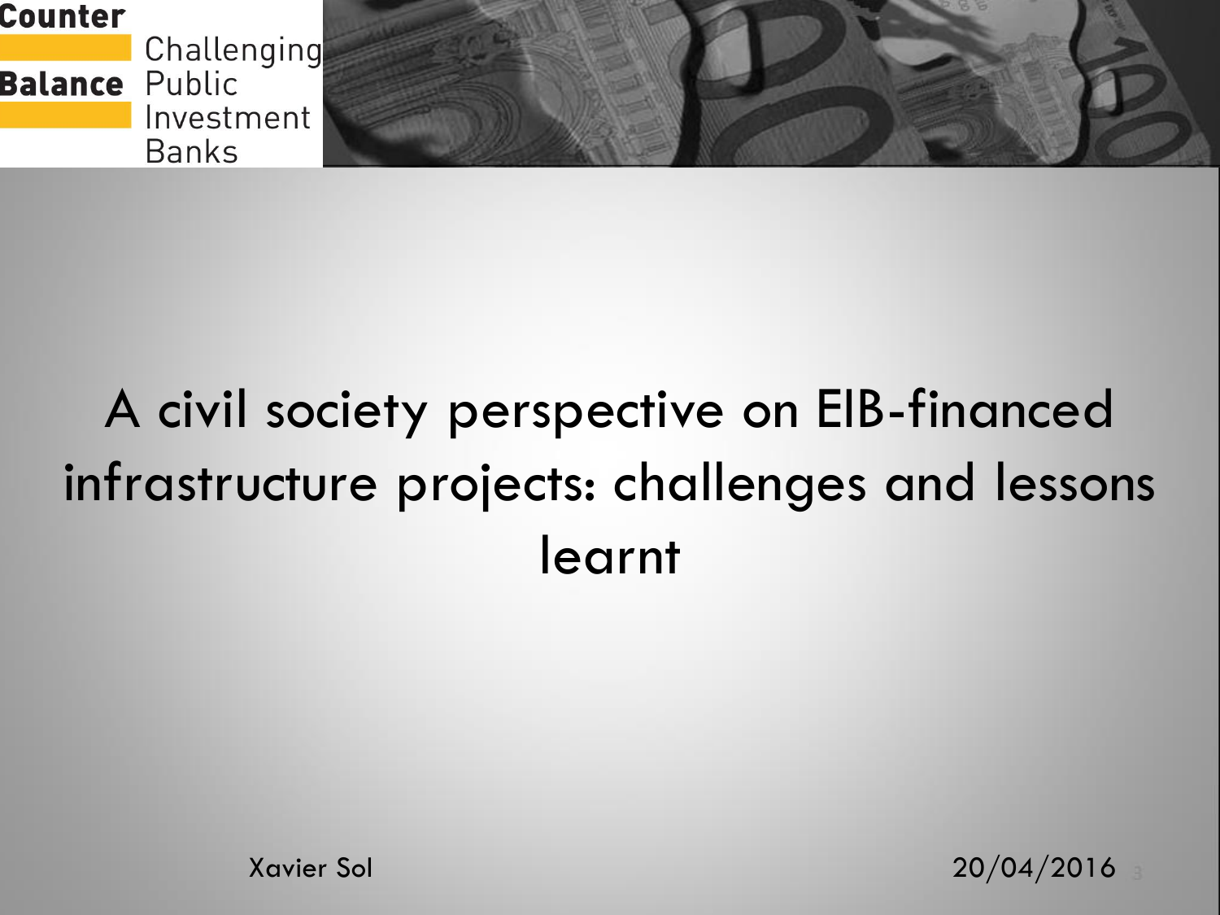Counter Balance Challenging Public Investment Banks

# A civil society perspective on EIB-financed infrastructure projects: challenges and lessons learnt

Xavier Sol

20/04/2016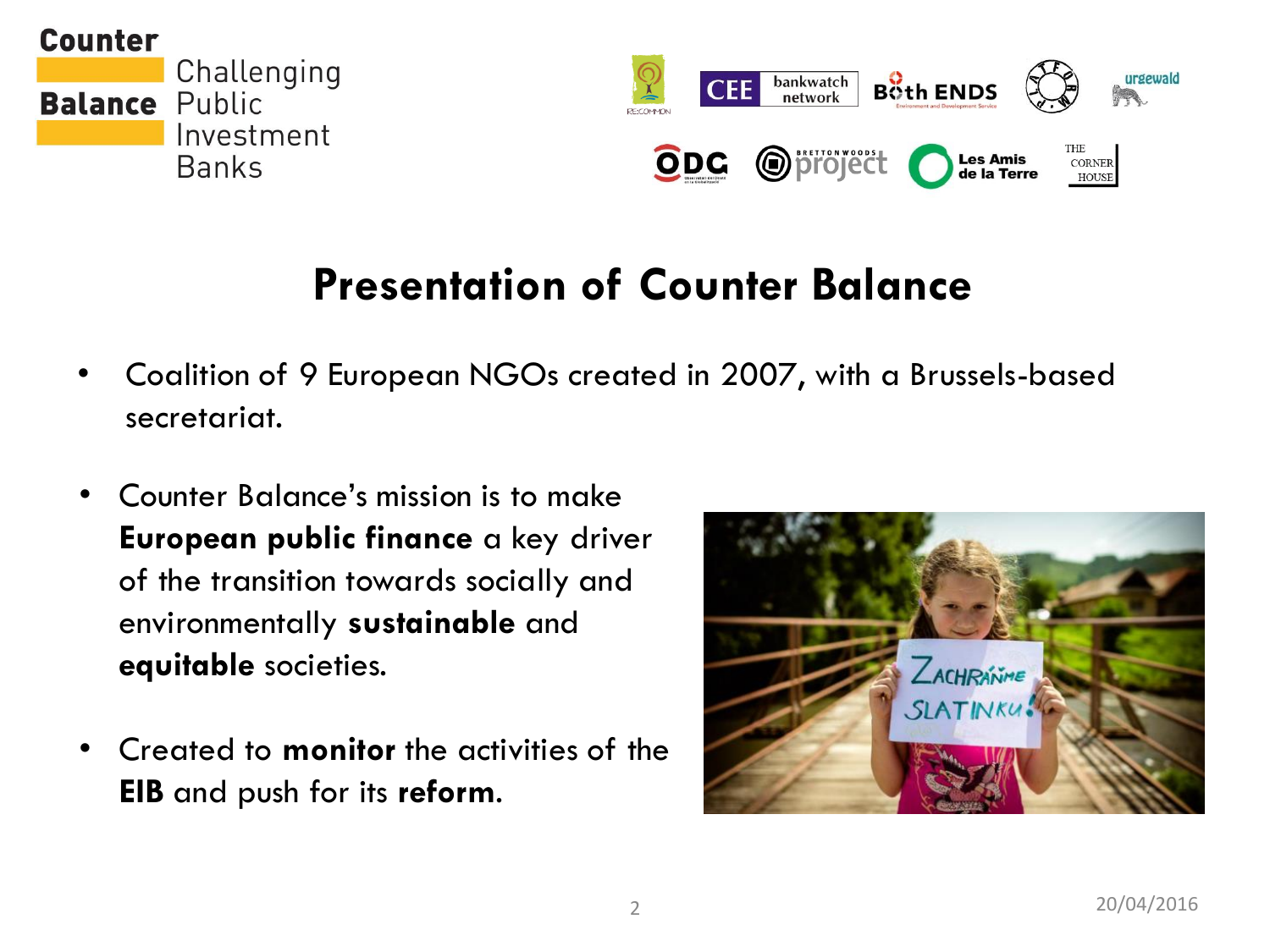# Presentation of Counter Balance

- Coalition of 9 European NGOs created in 2007, with a Brussels-based secretariat.
- Counter Balance's mission is to make **European public finance** a key driver of the transition towards socially and environmentally **sustainable** and **equitable** societies.
- Created to **monitor** the activities of the **EIB** and push for its **reform**.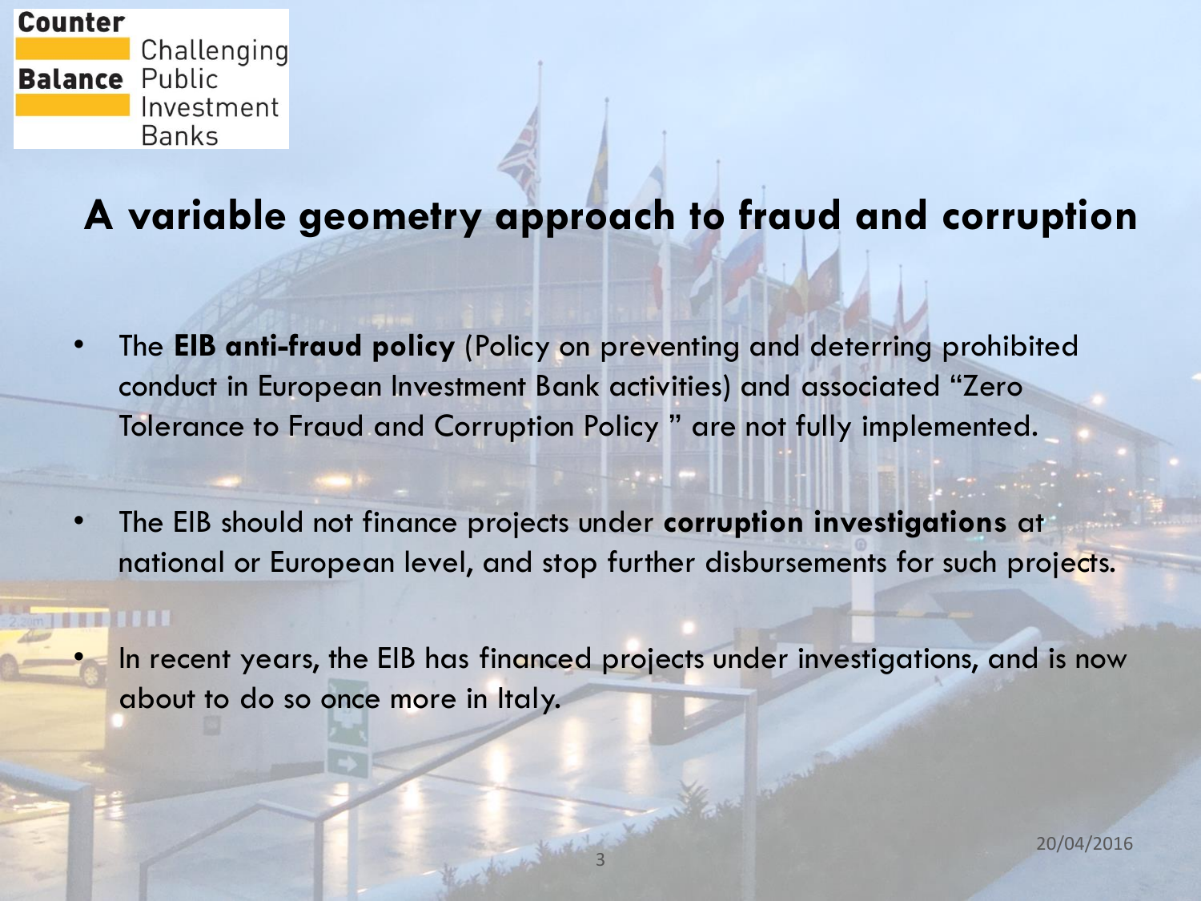Counter Balance Challenging Public Investment Banks

# A variable geometry approach to fraud and corruption

- The **EIB anti-fraud policy** (Policy on preventing and deterring prohibited conduct in European Investment Bank activities) and associated "Zero Tolerance to Fraud and Corruption Policy " are not fully implemented.
- The EIB should not finance projects under **corruption investigations** at national or European level, and stop further disbursements for such projects.
- In recent years, the EIB has financed projects under investigations, and is now about to do so once more in Italy.

20/04/2016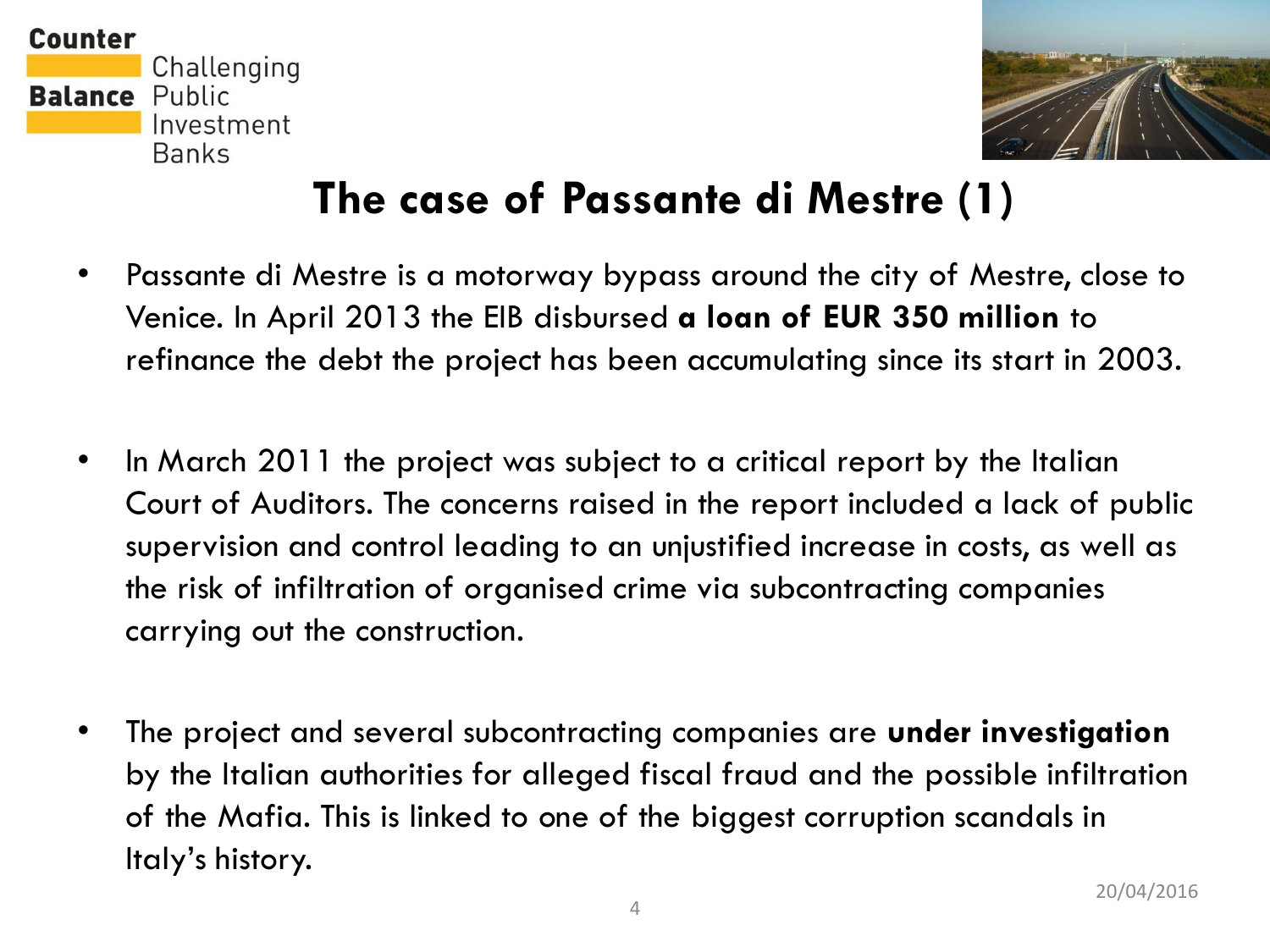Counter Balance Challenging Public Investment Banks

# The case of Passante di Mestre (1)

- Passante di Mestre is a motorway bypass around the city of Mestre, close to Venice. In April 2013 the EIB disbursed **a loan of EUR 350 million** to refinance the debt the project has been accumulating since its start in 2003.

- In March 2011 the project was subject to a critical report by the Italian Court of Auditors. The concerns raised in the report included a lack of public supervision and control leading to an unjustified increase in costs, as well as the risk of infiltration of organised crime via subcontracting companies carrying out the construction.

- The project and several subcontracting companies are **under investigation** by the Italian authorities for alleged fiscal fraud and the possible infiltration of the Mafia. This is linked to one of the biggest corruption scandals in Italy's history.

20/04/2016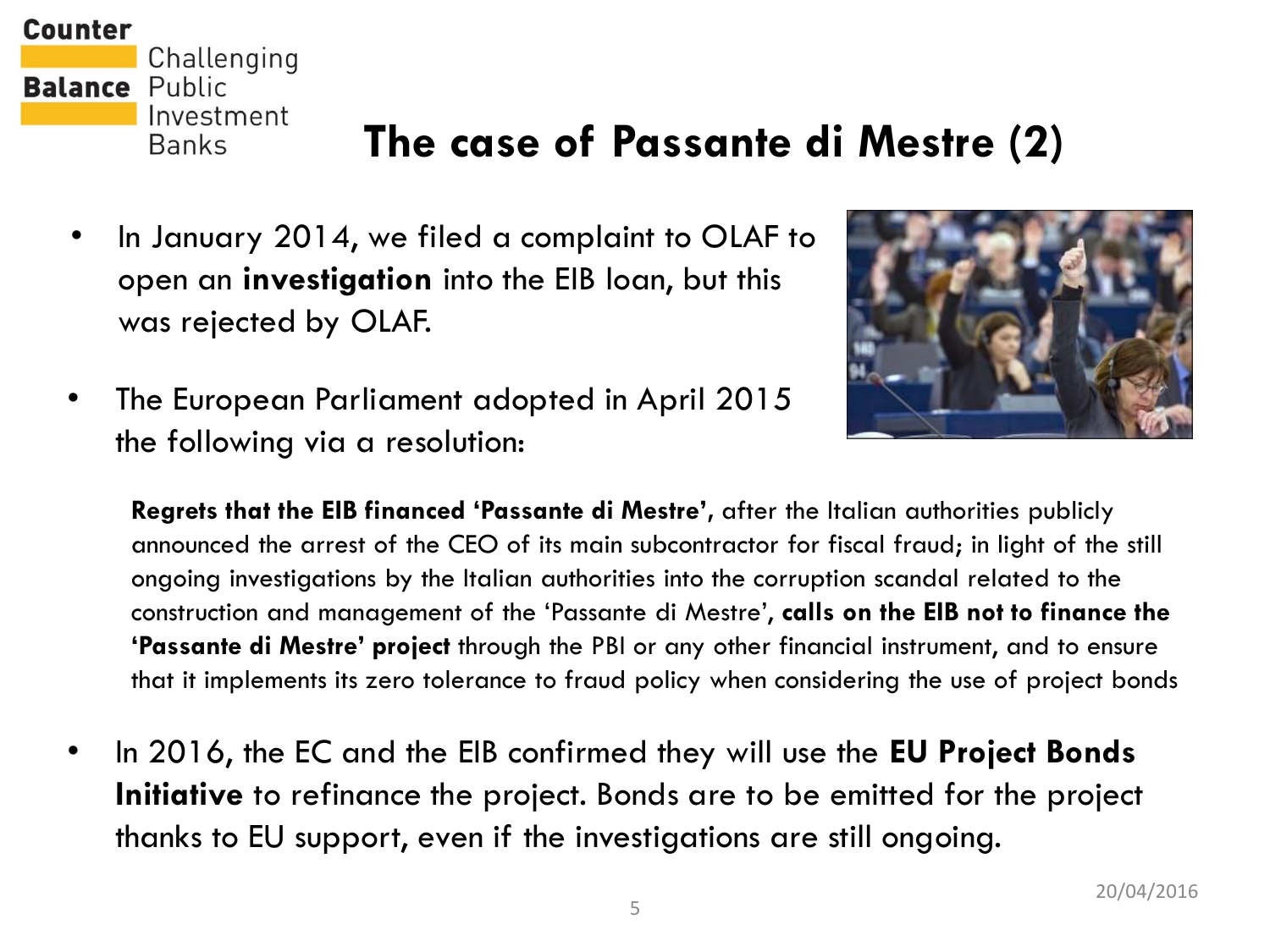# The case of Passante di Mestre (2)

- In January 2014, we filed a complaint to OLAF to open an **investigation** into the EIB loan, but this was rejected by OLAF.
- The European Parliament adopted in April 2015 the following via a resolution:

> **Regrets that the EIB financed 'Passante di Mestre'**, after the Italian authorities publicly announced the arrest of the CEO of its main subcontractor for fiscal fraud; in light of the still ongoing investigations by the Italian authorities into the corruption scandal related to the construction and management of the 'Passante di Mestre'**, calls on the EIB not to finance the 'Passante di Mestre' project** through the PBI or any other financial instrument, and to ensure that it implements its zero tolerance to fraud policy when considering the use of project bonds

- In 2016, the EC and the EIB confirmed they will use the **EU Project Bonds Initiative** to refinance the project. Bonds are to be emitted for the project thanks to EU support, even if the investigations are still ongoing.

20/04/2016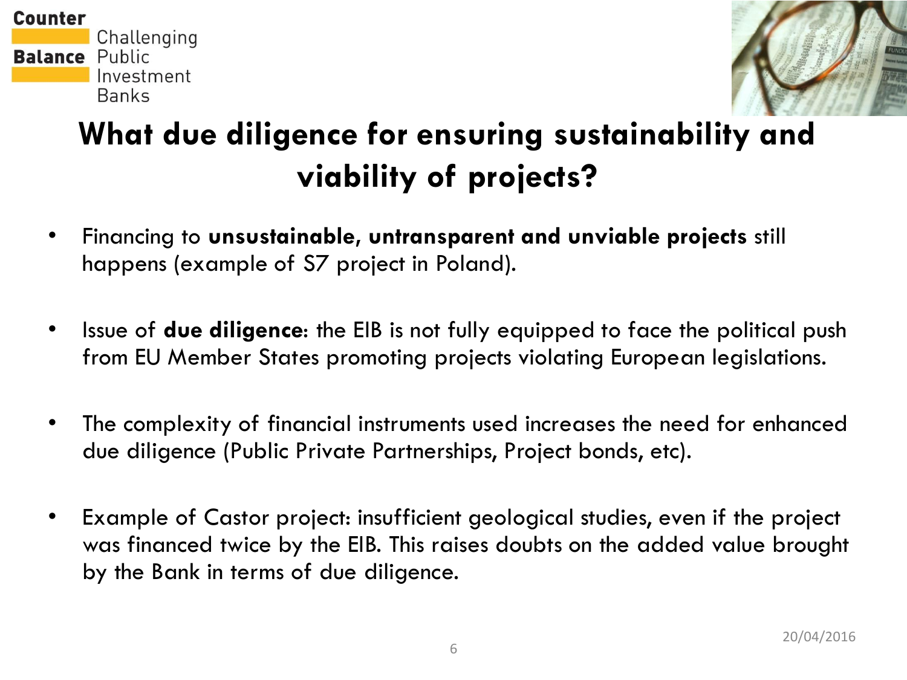# What due diligence for ensuring sustainability and viability of projects?

- Financing to **unsustainable, untransparent and unviable projects** still happens (example of S7 project in Poland).

- Issue of **due diligence**: the EIB is not fully equipped to face the political push from EU Member States promoting projects violating European legislations.

- The complexity of financial instruments used increases the need for enhanced due diligence (Public Private Partnerships, Project bonds, etc).

- Example of Castor project: insufficient geological studies, even if the project was financed twice by the EIB. This raises doubts on the added value brought by the Bank in terms of due diligence.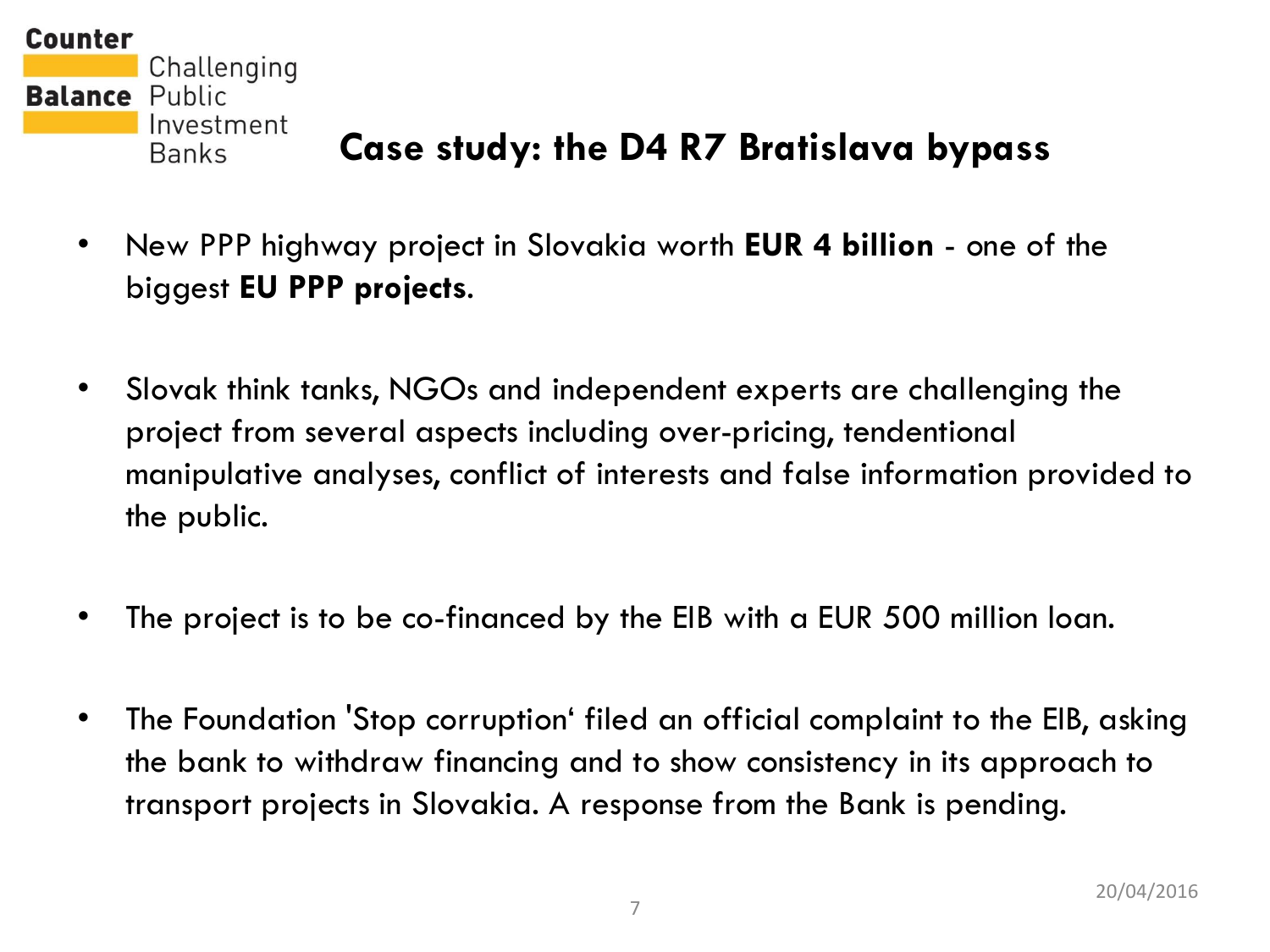# Case study: the D4 R7 Bratislava bypass

- New PPP highway project in Slovakia worth **EUR 4 billion** - one of the biggest **EU PPP projects**.

- Slovak think tanks, NGOs and independent experts are challenging the project from several aspects including over-pricing, tendentional manipulative analyses, conflict of interests and false information provided to the public.

- The project is to be co-financed by the EIB with a EUR 500 million loan.

- The Foundation 'Stop corruption' filed an official complaint to the EIB, asking the bank to withdraw financing and to show consistency in its approach to transport projects in Slovakia. A response from the Bank is pending.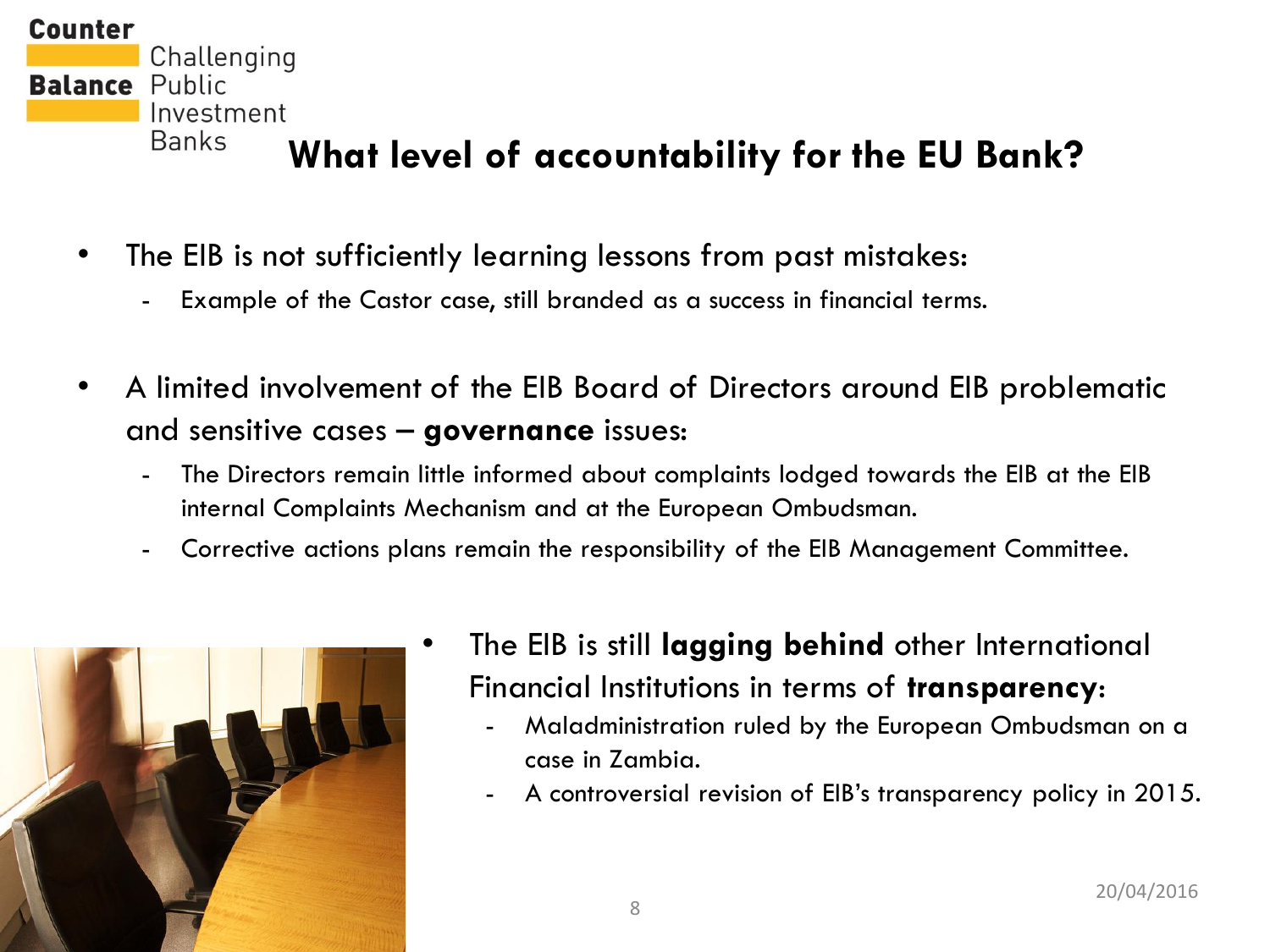Counter Balance Challenging Public Investment Banks

# What level of accountability for the EU Bank?

- The EIB is not sufficiently learning lessons from past mistakes:
  - Example of the Castor case, still branded as a success in financial terms.

- A limited involvement of the EIB Board of Directors around EIB problematic and sensitive cases – **governance** issues:
  - The Directors remain little informed about complaints lodged towards the EIB at the EIB internal Complaints Mechanism and at the European Ombudsman.
  - Corrective actions plans remain the responsibility of the EIB Management Committee.

- The EIB is still **lagging behind** other International Financial Institutions in terms of **transparency**:
  - Maladministration ruled by the European Ombudsman on a case in Zambia.
  - A controversial revision of EIB's transparency policy in 2015.

20/04/2016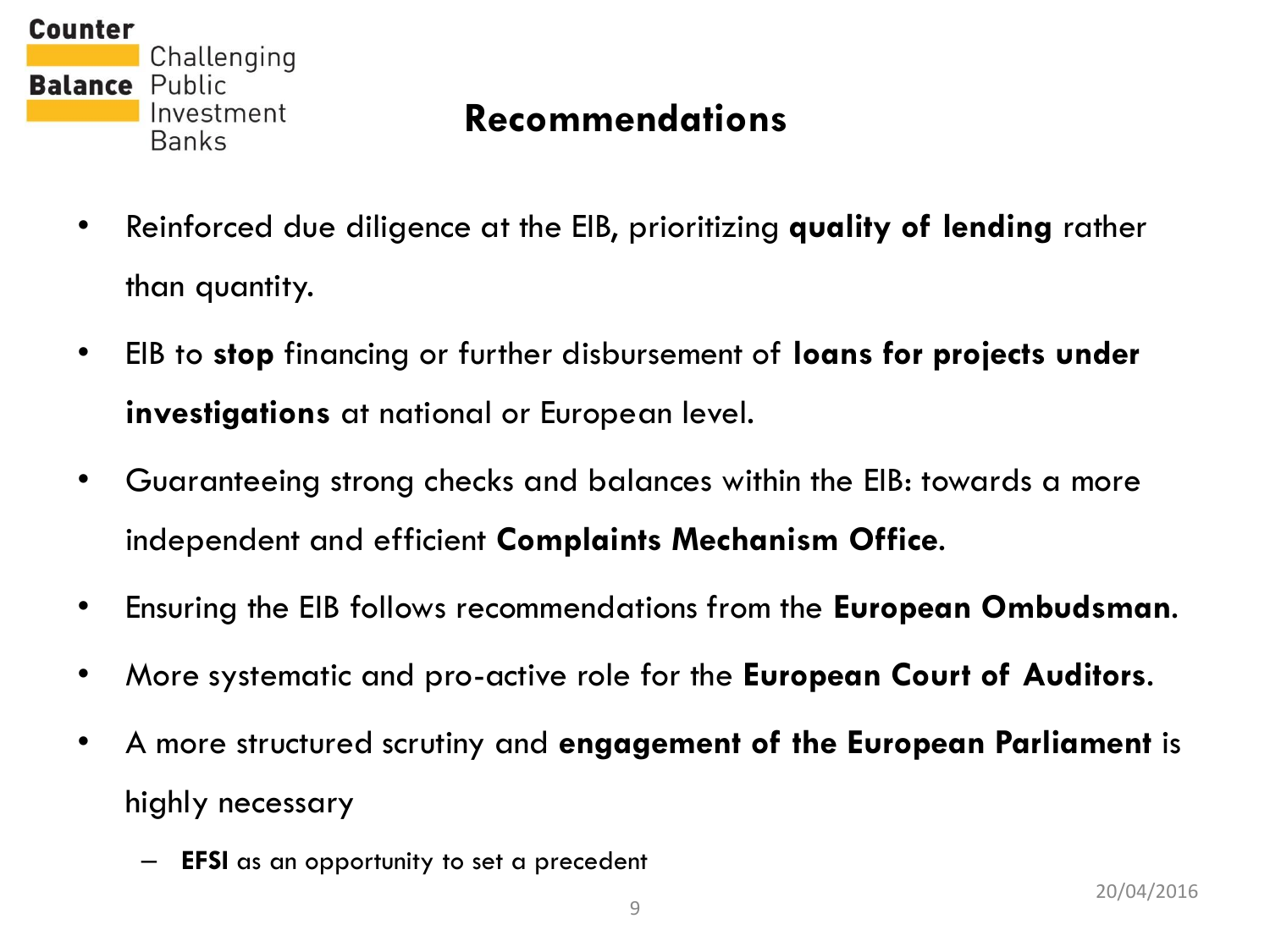# Recommendations

- Reinforced due diligence at the EIB, prioritizing **quality of lending** rather than quantity.
- EIB to **stop** financing or further disbursement of **loans for projects under investigations** at national or European level.
- Guaranteeing strong checks and balances within the EIB: towards a more independent and efficient **Complaints Mechanism Office**.
- Ensuring the EIB follows recommendations from the **European Ombudsman**.
- More systematic and pro-active role for the **European Court of Auditors**.
- A more structured scrutiny and **engagement of the European Parliament** is highly necessary
  - **EFSI** as an opportunity to set a precedent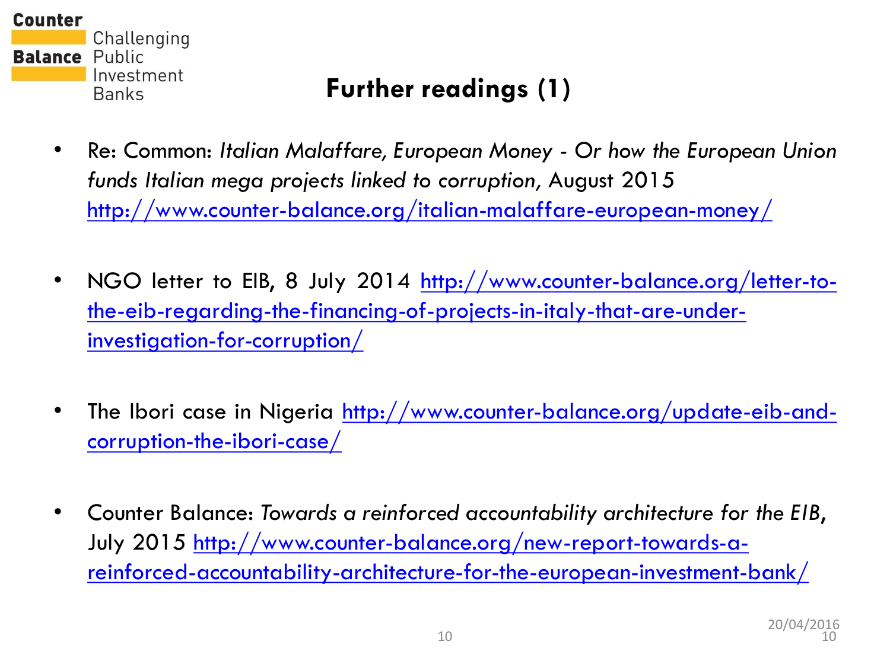# Further readings (1)

- Re: Common: *Italian Malaffare, European Money - Or how the European Union funds Italian mega projects linked to corruption*, August 2015 http://www.counter-balance.org/italian-malaffare-european-money/

- NGO letter to EIB, 8 July 2014 http://www.counter-balance.org/letter-to-the-eib-regarding-the-financing-of-projects-in-italy-that-are-under-investigation-for-corruption/

- The Ibori case in Nigeria http://www.counter-balance.org/update-eib-and-corruption-the-ibori-case/

- Counter Balance: *Towards a reinforced accountability architecture for the EIB*, July 2015 http://www.counter-balance.org/new-report-towards-a-reinforced-accountability-architecture-for-the-european-investment-bank/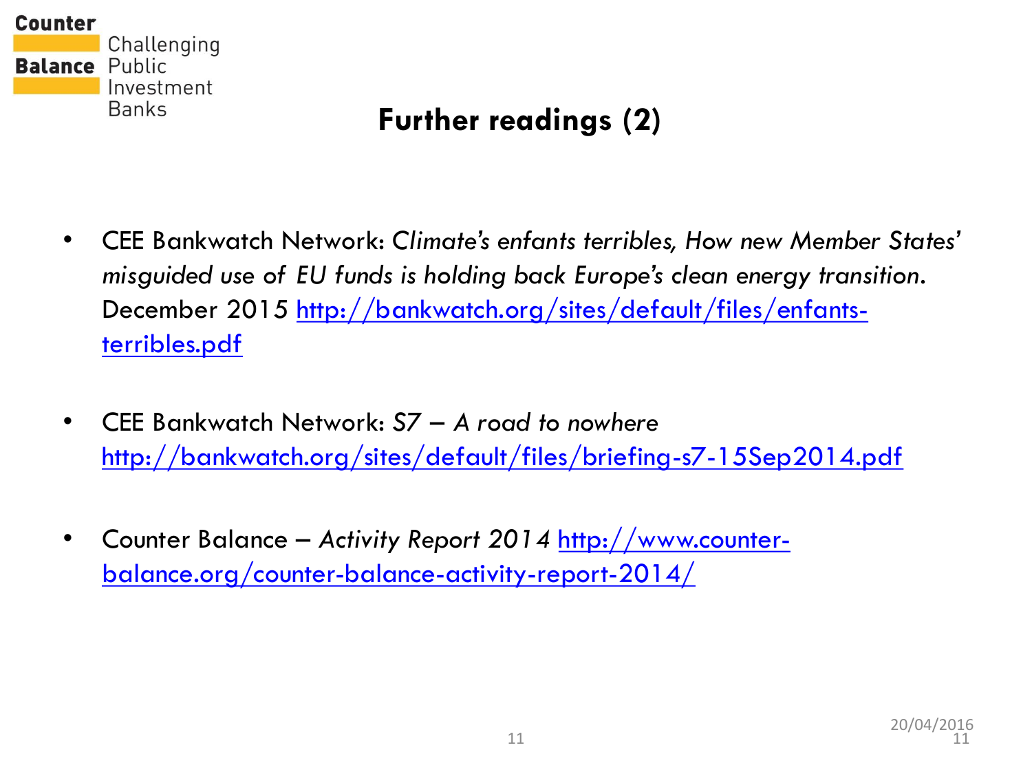Counter Balance
Challenging Public Investment Banks

# Further readings (2)

- CEE Bankwatch Network: *Climate's enfants terribles, How new Member States' misguided use of EU funds is holding back Europe's clean energy transition.* December 2015 http://bankwatch.org/sites/default/files/enfants-terribles.pdf

- CEE Bankwatch Network: *S7 – A road to nowhere* http://bankwatch.org/sites/default/files/briefing-s7-15Sep2014.pdf

- Counter Balance – *Activity Report 2014* http://www.counter-balance.org/counter-balance-activity-report-2014/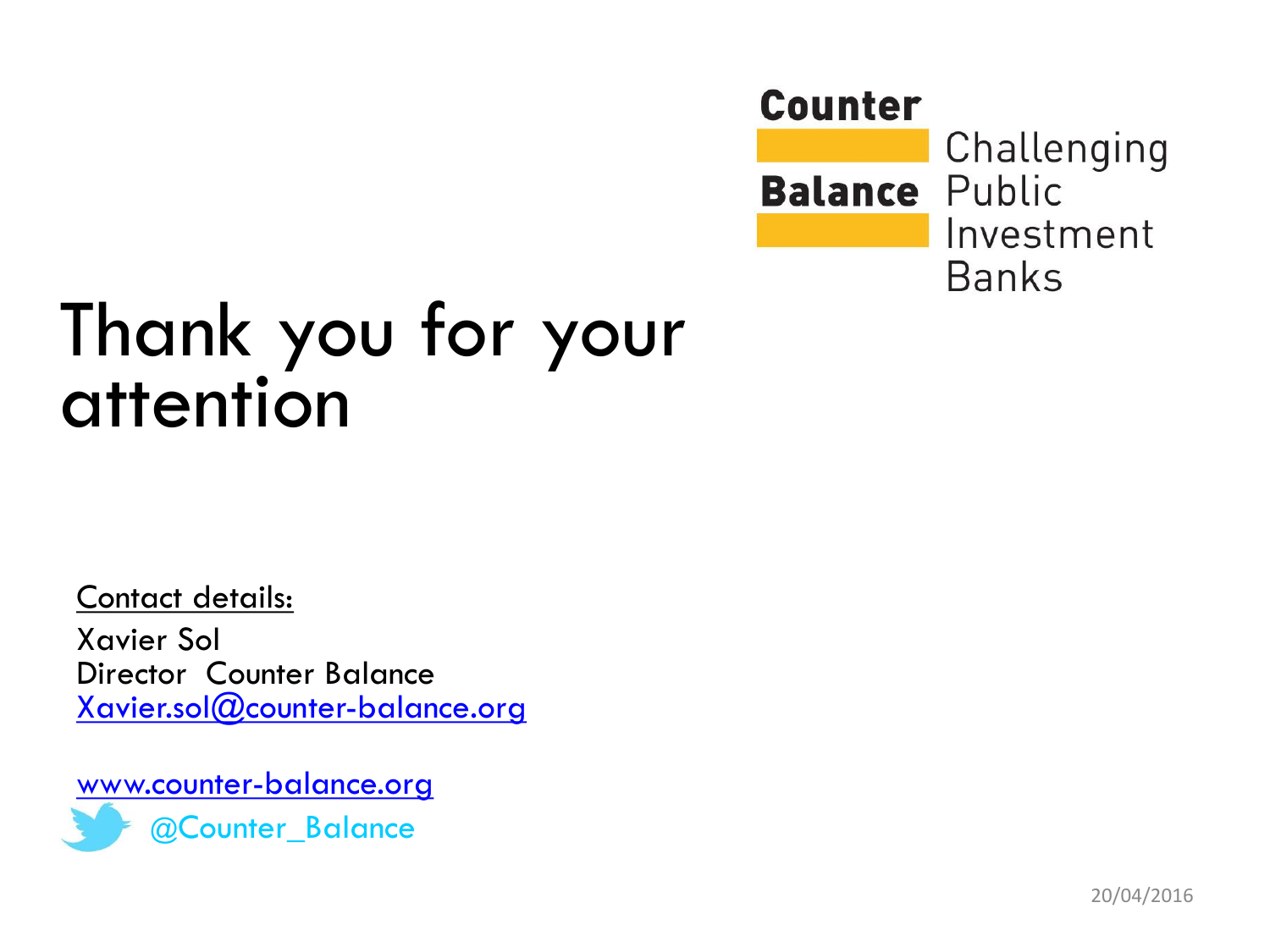Counter Balance

Challenging Public Investment Banks

# Thank you for your attention

Contact details:

Xavier Sol
Director Counter Balance
Xavier.sol@counter-balance.org

www.counter-balance.org

@Counter_Balance

20/04/2016